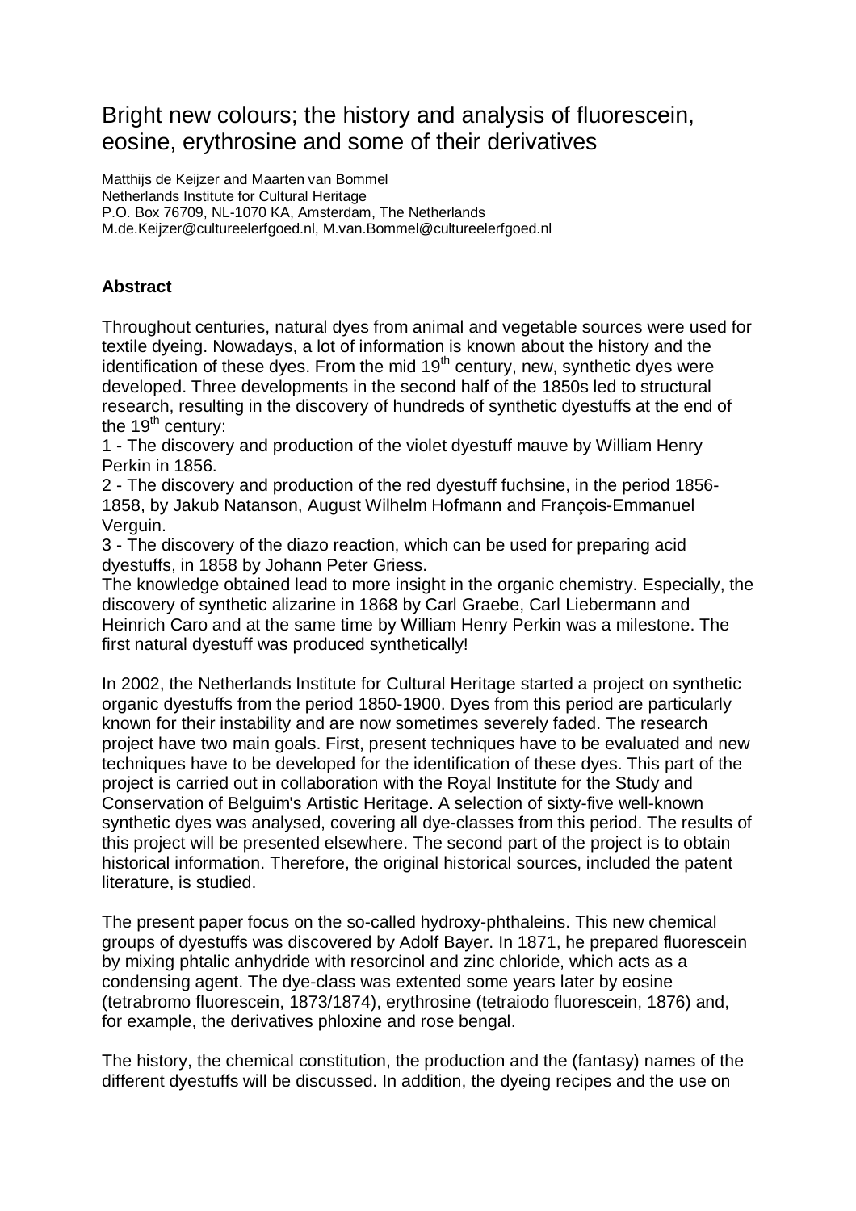# Bright new colours; the history and analysis of fluorescein, eosine, erythrosine and some of their derivatives

Matthijs de Keijzer and Maarten van Bommel
Netherlands Institute for Cultural Heritage
P.O. Box 76709, NL-1070 KA, Amsterdam, The Netherlands
M.de.Keijzer@cultureelerfgoed.nl, M.van.Bommel@cultureelerfgoed.nl

## Abstract

Throughout centuries, natural dyes from animal and vegetable sources were used for textile dyeing. Nowadays, a lot of information is known about the history and the identification of these dyes. From the mid 19th century, new, synthetic dyes were developed. Three developments in the second half of the 1850s led to structural research, resulting in the discovery of hundreds of synthetic dyestuffs at the end of the 19th century:

1 - The discovery and production of the violet dyestuff mauve by William Henry Perkin in 1856.

2 - The discovery and production of the red dyestuff fuchsine, in the period 1856-1858, by Jakub Natanson, August Wilhelm Hofmann and François-Emmanuel Verguin.

3 - The discovery of the diazo reaction, which can be used for preparing acid dyestuffs, in 1858 by Johann Peter Griess.

The knowledge obtained lead to more insight in the organic chemistry. Especially, the discovery of synthetic alizarine in 1868 by Carl Graebe, Carl Liebermann and Heinrich Caro and at the same time by William Henry Perkin was a milestone. The first natural dyestuff was produced synthetically!

In 2002, the Netherlands Institute for Cultural Heritage started a project on synthetic organic dyestuffs from the period 1850-1900. Dyes from this period are particularly known for their instability and are now sometimes severely faded. The research project have two main goals. First, present techniques have to be evaluated and new techniques have to be developed for the identification of these dyes. This part of the project is carried out in collaboration with the Royal Institute for the Study and Conservation of Belguim's Artistic Heritage. A selection of sixty-five well-known synthetic dyes was analysed, covering all dye-classes from this period. The results of this project will be presented elsewhere. The second part of the project is to obtain historical information. Therefore, the original historical sources, included the patent literature, is studied.

The present paper focus on the so-called hydroxy-phthaleins. This new chemical groups of dyestuffs was discovered by Adolf Bayer. In 1871, he prepared fluorescein by mixing phtalic anhydride with resorcinol and zinc chloride, which acts as a condensing agent. The dye-class was extented some years later by eosine (tetrabromo fluorescein, 1873/1874), erythrosine (tetraiodo fluorescein, 1876) and, for example, the derivatives phloxine and rose bengal.

The history, the chemical constitution, the production and the (fantasy) names of the different dyestuffs will be discussed. In addition, the dyeing recipes and the use on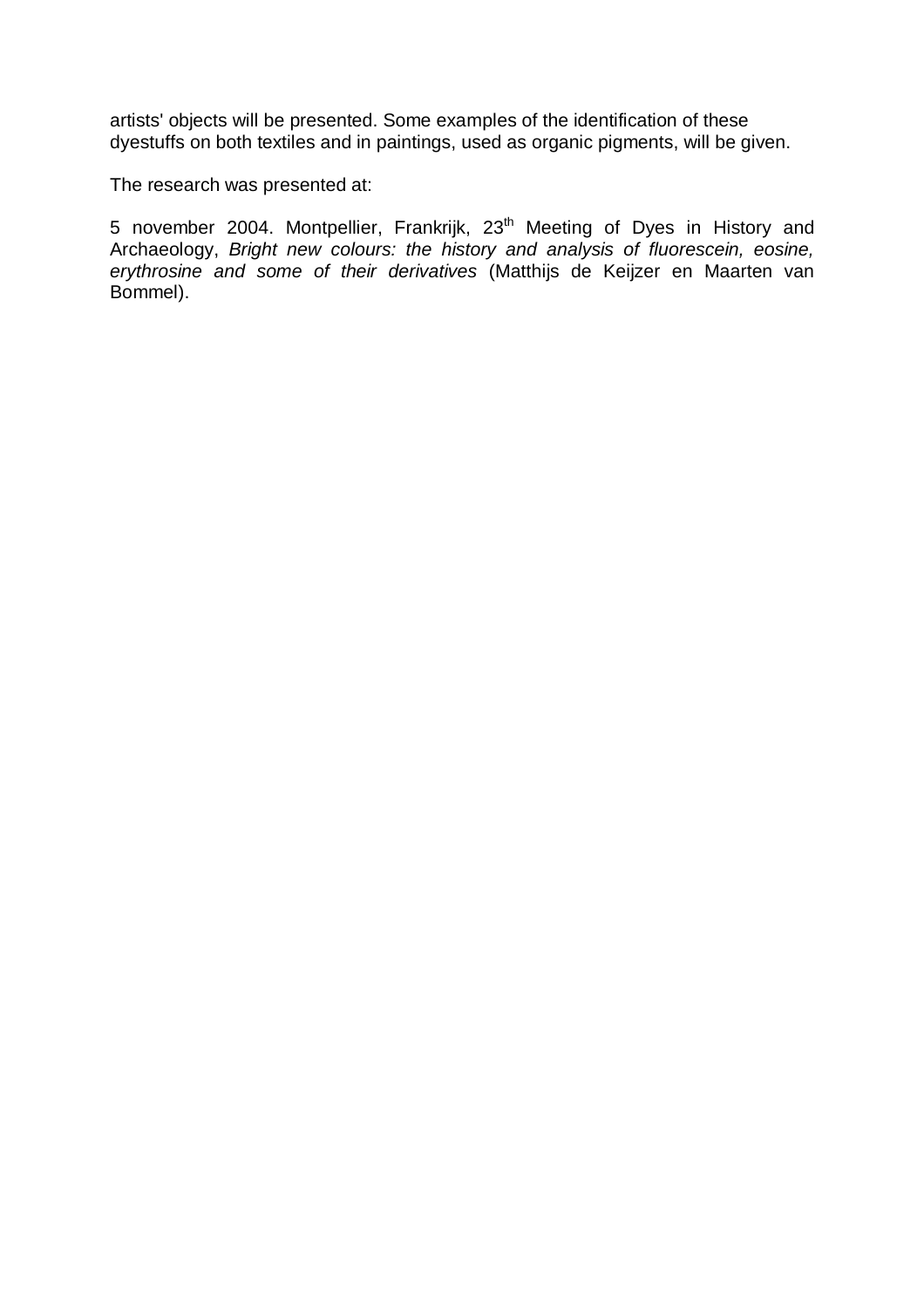artists' objects will be presented. Some examples of the identification of these dyestuffs on both textiles and in paintings, used as organic pigments, will be given.

The research was presented at:

5 november 2004. Montpellier, Frankrijk, 23$^{th}$ Meeting of Dyes in History and Archaeology, *Bright new colours: the history and analysis of fluorescein, eosine, erythrosine and some of their derivatives* (Matthijs de Keijzer en Maarten van Bommel).